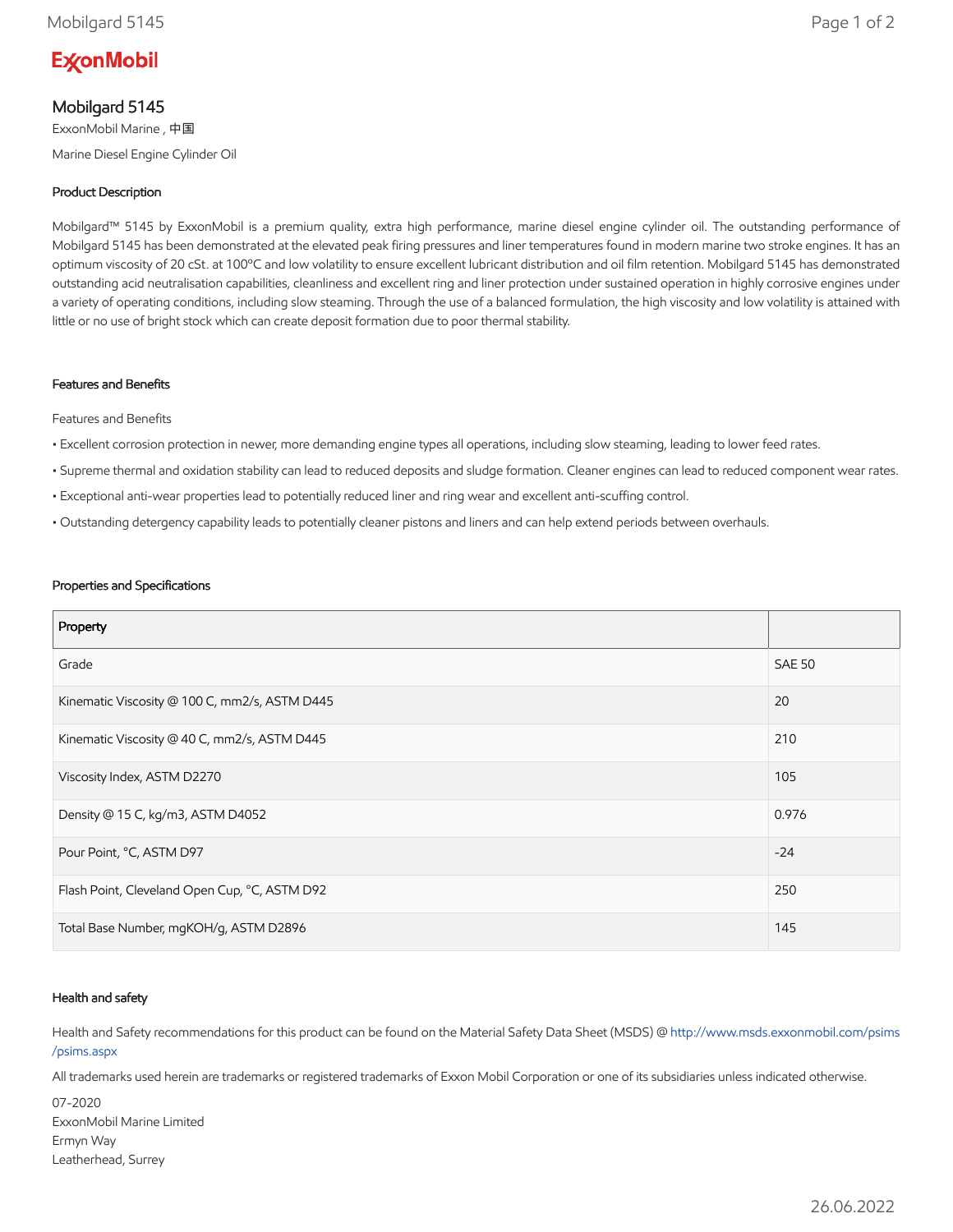# Mobilgard 5145

ExxonMobil Marine , 中国

Marine Diesel Engine Cylinder Oil

## Product Description

Mobilgard™ 5145 by ExxonMobil is a premium quality, extra high performance, marine diesel engine cylinder oil. The outstanding performance of Mobilgard 5145 has been demonstrated at the elevated peak firing pressures and liner temperatures found in modern marine two stroke engines. It has an optimum viscosity of 20 cSt. at 100°C and low volatility to ensure excellent lubricant distribution and oil film retention. Mobilgard 5145 has demonstrated outstanding acid neutralisation capabilities, cleanliness and excellent ring and liner protection under sustained operation in highly corrosive engines under a variety of operating conditions, including slow steaming. Through the use of a balanced formulation, the high viscosity and low volatility is attained with little or no use of bright stock which can create deposit formation due to poor thermal stability.

## Features and Benefits

Features and Benefits

- Excellent corrosion protection in newer, more demanding engine types all operations, including slow steaming, leading to lower feed rates.
- Supreme thermal and oxidation stability can lead to reduced deposits and sludge formation. Cleaner engines can lead to reduced component wear rates.
- Exceptional anti-wear properties lead to potentially reduced liner and ring wear and excellent anti-scuffing control.
- Outstanding detergency capability leads to potentially cleaner pistons and liners and can help extend periods between overhauls.

## Properties and Specifications

| Property | |
|---|---|
| Grade | SAE 50 |
| Kinematic Viscosity @ 100 C, mm2/s, ASTM D445 | 20 |
| Kinematic Viscosity @ 40 C, mm2/s, ASTM D445 | 210 |
| Viscosity Index, ASTM D2270 | 105 |
| Density @ 15 C, kg/m3, ASTM D4052 | 0.976 |
| Pour Point, °C, ASTM D97 | -24 |
| Flash Point, Cleveland Open Cup, °C, ASTM D92 | 250 |
| Total Base Number, mgKOH/g, ASTM D2896 | 145 |

## Health and safety

Health and Safety recommendations for this product can be found on the Material Safety Data Sheet (MSDS) @ http://www.msds.exxonmobil.com/psims/psims.aspx

All trademarks used herein are trademarks or registered trademarks of Exxon Mobil Corporation or one of its subsidiaries unless indicated otherwise.

07-2020
ExxonMobil Marine Limited
Ermyn Way
Leatherhead, Surrey

26.06.2022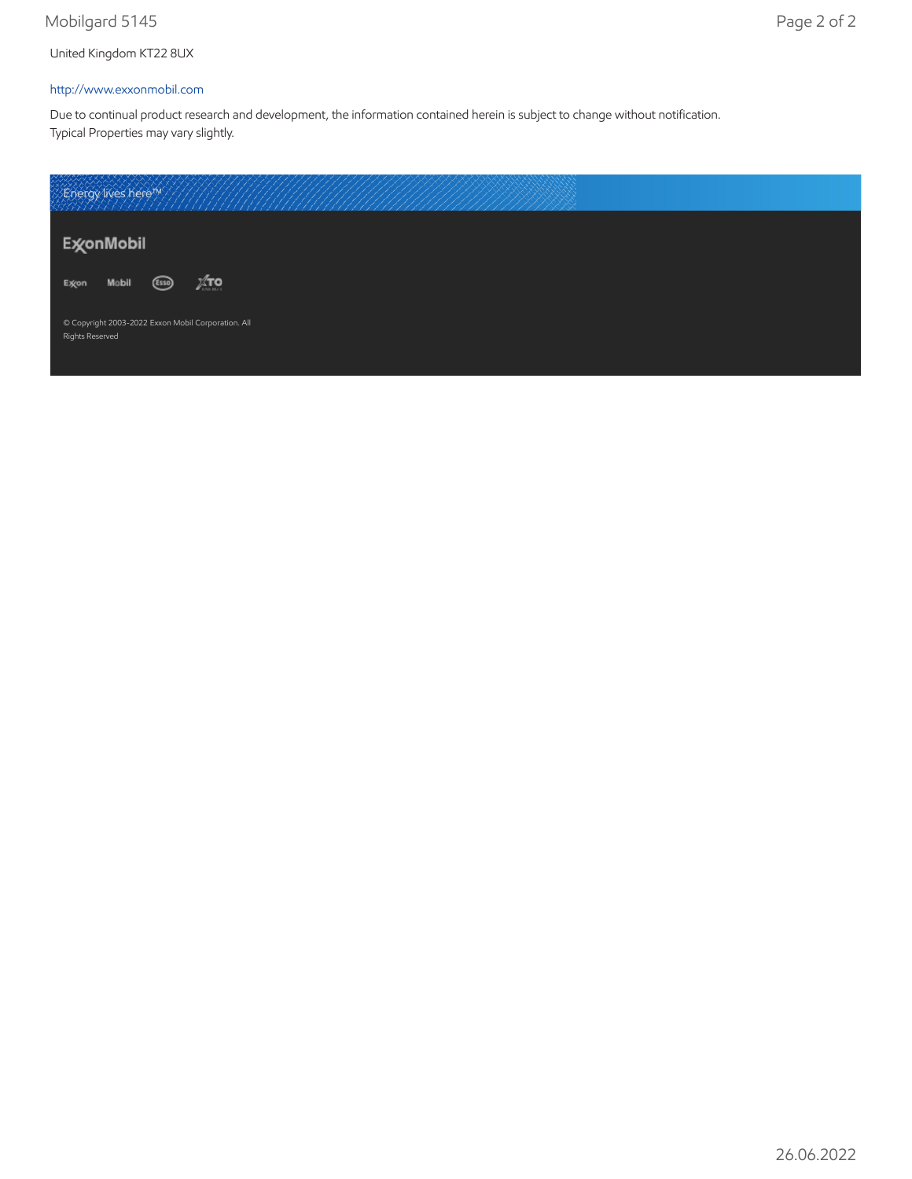United Kingdom KT22 8UX

http://www.exxonmobil.com

Due to continual product research and development, the information contained herein is subject to change without notification. Typical Properties may vary slightly.

Energy lives here™

ExxonMobil

Exxon Mobil Esso XTO

© Copyright 2003-2022 Exxon Mobil Corporation. All Rights Reserved